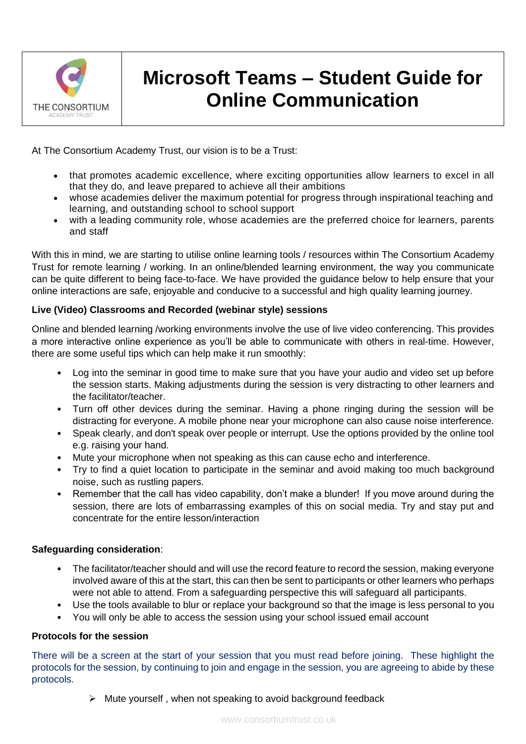THE CONSORTIUM
ACADEMY TRUST

# Microsoft Teams – Student Guide for Online Communication

At The Consortium Academy Trust, our vision is to be a Trust:

- that promotes academic excellence, where exciting opportunities allow learners to excel in all that they do, and leave prepared to achieve all their ambitions
- whose academies deliver the maximum potential for progress through inspirational teaching and learning, and outstanding school to school support
- with a leading community role, whose academies are the preferred choice for learners, parents and staff

With this in mind, we are starting to utilise online learning tools / resources within The Consortium Academy Trust for remote learning / working. In an online/blended learning environment, the way you communicate can be quite different to being face-to-face. We have provided the guidance below to help ensure that your online interactions are safe, enjoyable and conducive to a successful and high quality learning journey.

**Live (Video) Classrooms and Recorded (webinar style) sessions**

Online and blended learning /working environments involve the use of live video conferencing. This provides a more interactive online experience as you'll be able to communicate with others in real-time. However, there are some useful tips which can help make it run smoothly:

- Log into the seminar in good time to make sure that you have your audio and video set up before the session starts. Making adjustments during the session is very distracting to other learners and the facilitator/teacher.
- Turn off other devices during the seminar. Having a phone ringing during the session will be distracting for everyone. A mobile phone near your microphone can also cause noise interference.
- Speak clearly, and don't speak over people or interrupt. Use the options provided by the online tool e.g. raising your hand.
- Mute your microphone when not speaking as this can cause echo and interference.
- Try to find a quiet location to participate in the seminar and avoid making too much background noise, such as rustling papers.
- Remember that the call has video capability, don't make a blunder! If you move around during the session, there are lots of embarrassing examples of this on social media. Try and stay put and concentrate for the entire lesson/interaction

**Safeguarding consideration**:

- The facilitator/teacher should and will use the record feature to record the session, making everyone involved aware of this at the start, this can then be sent to participants or other learners who perhaps were not able to attend. From a safeguarding perspective this will safeguard all participants.
- Use the tools available to blur or replace your background so that the image is less personal to you
- You will only be able to access the session using your school issued email account

**Protocols for the session**

There will be a screen at the start of your session that you must read before joining. These highlight the protocols for the session, by continuing to join and engage in the session, you are agreeing to abide by these protocols.

- Mute yourself , when not speaking to avoid background feedback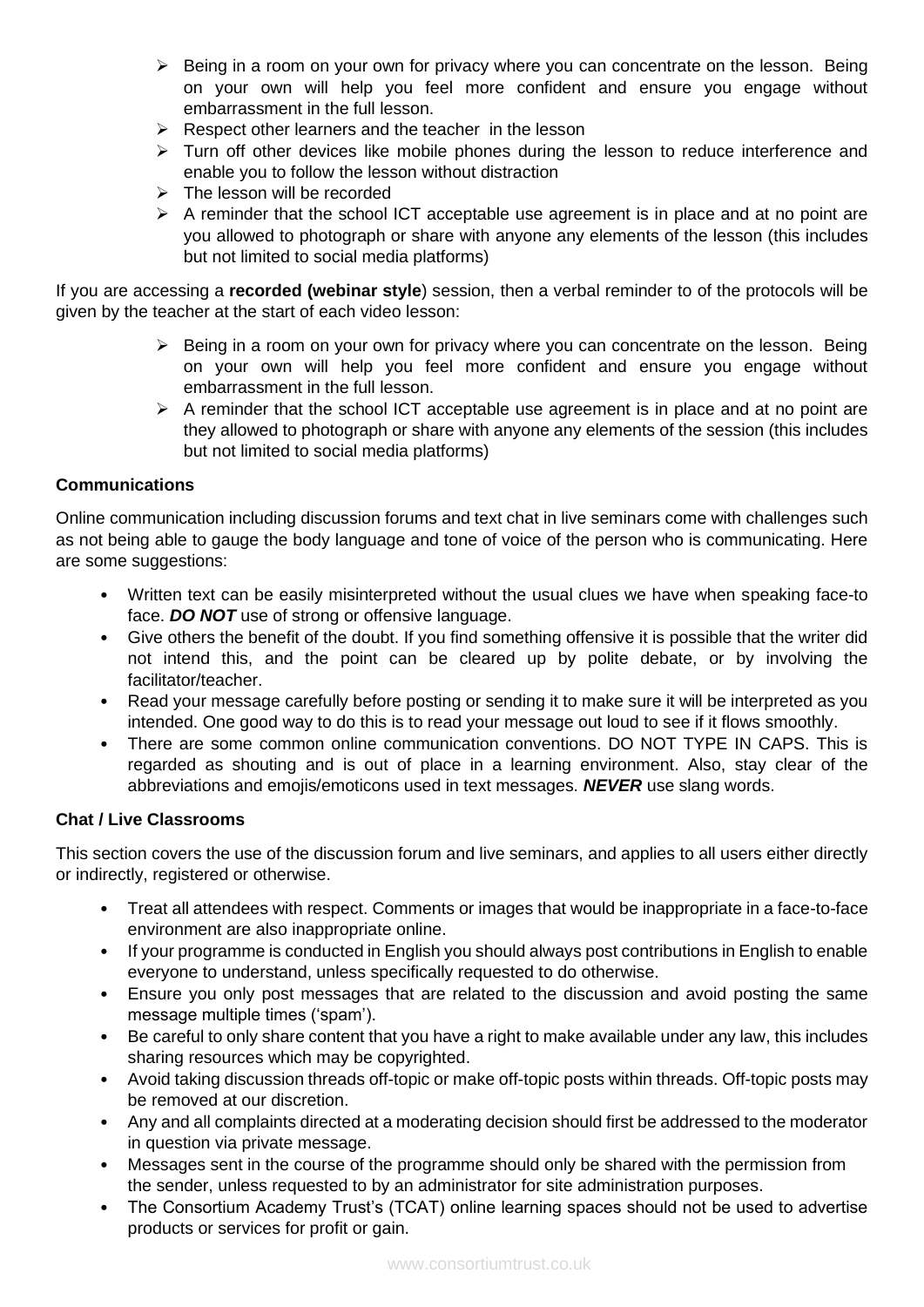- Being in a room on your own for privacy where you can concentrate on the lesson. Being on your own will help you feel more confident and ensure you engage without embarrassment in the full lesson.
- Respect other learners and the teacher in the lesson
- Turn off other devices like mobile phones during the lesson to reduce interference and enable you to follow the lesson without distraction
- The lesson will be recorded
- A reminder that the school ICT acceptable use agreement is in place and at no point are you allowed to photograph or share with anyone any elements of the lesson (this includes but not limited to social media platforms)

If you are accessing a **recorded (webinar style**) session, then a verbal reminder to of the protocols will be given by the teacher at the start of each video lesson:

- Being in a room on your own for privacy where you can concentrate on the lesson. Being on your own will help you feel more confident and ensure you engage without embarrassment in the full lesson.
- A reminder that the school ICT acceptable use agreement is in place and at no point are they allowed to photograph or share with anyone any elements of the session (this includes but not limited to social media platforms)

### Communications

Online communication including discussion forums and text chat in live seminars come with challenges such as not being able to gauge the body language and tone of voice of the person who is communicating. Here are some suggestions:

- Written text can be easily misinterpreted without the usual clues we have when speaking face-to face. ***DO NOT*** use of strong or offensive language.
- Give others the benefit of the doubt. If you find something offensive it is possible that the writer did not intend this, and the point can be cleared up by polite debate, or by involving the facilitator/teacher.
- Read your message carefully before posting or sending it to make sure it will be interpreted as you intended. One good way to do this is to read your message out loud to see if it flows smoothly.
- There are some common online communication conventions. DO NOT TYPE IN CAPS. This is regarded as shouting and is out of place in a learning environment. Also, stay clear of the abbreviations and emojis/emoticons used in text messages. ***NEVER*** use slang words.

### Chat / Live Classrooms

This section covers the use of the discussion forum and live seminars, and applies to all users either directly or indirectly, registered or otherwise.

- Treat all attendees with respect. Comments or images that would be inappropriate in a face-to-face environment are also inappropriate online.
- If your programme is conducted in English you should always post contributions in English to enable everyone to understand, unless specifically requested to do otherwise.
- Ensure you only post messages that are related to the discussion and avoid posting the same message multiple times ('spam').
- Be careful to only share content that you have a right to make available under any law, this includes sharing resources which may be copyrighted.
- Avoid taking discussion threads off-topic or make off-topic posts within threads. Off-topic posts may be removed at our discretion.
- Any and all complaints directed at a moderating decision should first be addressed to the moderator in question via private message.
- Messages sent in the course of the programme should only be shared with the permission from the sender, unless requested to by an administrator for site administration purposes.
- The Consortium Academy Trust's (TCAT) online learning spaces should not be used to advertise products or services for profit or gain.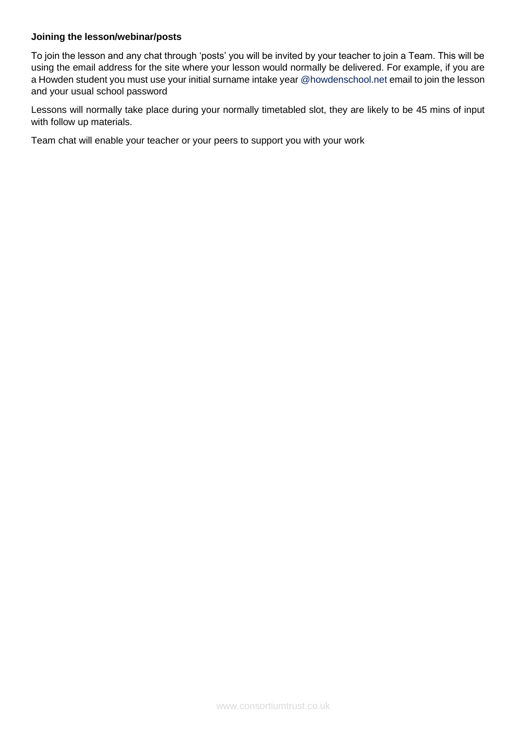**Joining the lesson/webinar/posts**

To join the lesson and any chat through 'posts' you will be invited by your teacher to join a Team. This will be using the email address for the site where your lesson would normally be delivered. For example, if you are a Howden student you must use your initial surname intake year @howdenschool.net email to join the lesson and your usual school password

Lessons will normally take place during your normally timetabled slot, they are likely to be 45 mins of input with follow up materials.

Team chat will enable your teacher or your peers to support you with your work